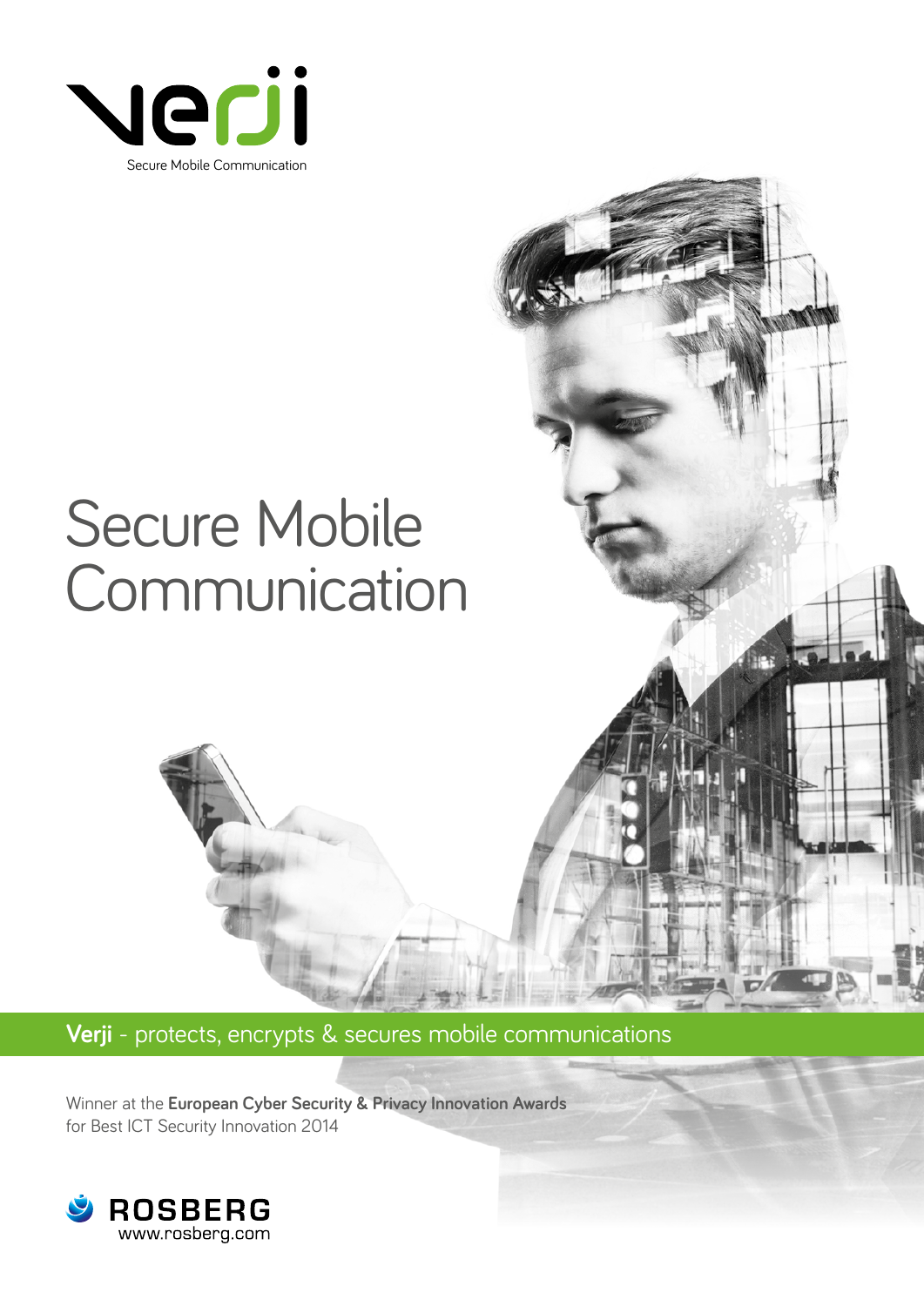Verji

Secure Mobile Communication

# Secure Mobile Communication

**Verji** - protects, encrypts & secures mobile communications

Winner at the **European Cyber Security & Privacy Innovation Awards** for Best ICT Security Innovation 2014

ROSBERG
www.rosberg.com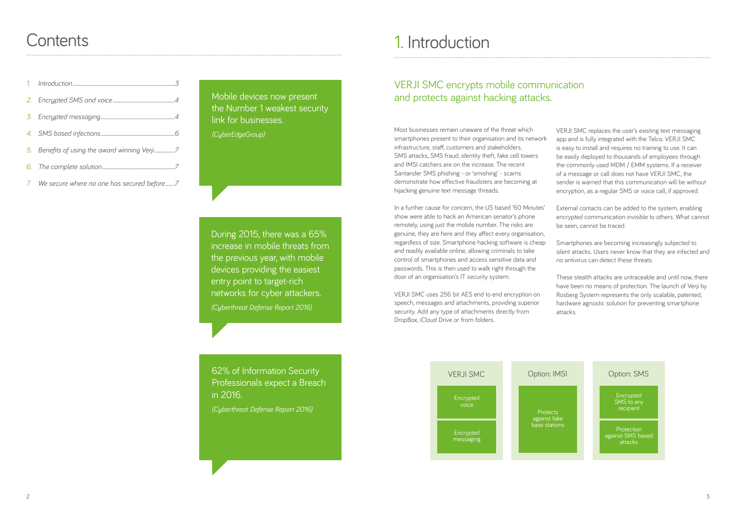# Contents

1. Introduction ........ 3
2. Encrypted SMS and voice ........ 4
3. Encrypted messaging ........ 4
4. SMS based infections ........ 6
5. Benefits of using the award winning Verji ........ 7
6. The complete solution ........ 7
7. We secure where no one has secured before ........ 7

Mobile devices now present the Number 1 weakest security link for businesses.

*(CyberEdgeGroup)*

During 2015, there was a 65% increase in mobile threats from the previous year, with mobile devices providing the easiest entry point to target-rich networks for cyber attackers.

*(Cyberthreat Defense Report 2016)*

62% of Information Security Professionals expect a Breach in 2016.

*(Cyberthreat Defense Report 2016)*

# 1. Introduction

## VERJI SMC encrypts mobile communication and protects against hacking attacks.

Most businesses remain unaware of the threat which smartphones present to their organisation and its network infrastructure, staff, customers and stakeholders. SMS attacks, SMS fraud, identity theft, fake cell towers and IMSI catchers are on the increase. The recent Santander SMS phishing - or 'smishing' - scams demonstrate how effective fraudsters are becoming at hijacking genuine text message threads.

In a further cause for concern, the US based '60 Minutes' show were able to hack an American senator's phone remotely, using just the mobile number. The risks are genuine, they are here and they affect every organisation, regardless of size. Smartphone hacking software is cheap and readily available online, allowing criminals to take control of smartphones and access sensitive data and passwords. This is then used to walk right through the door of an organisation's IT security system.

VERJI SMC uses 256 bit AES end to end encryption on speech, messages and attachments, providing superior security. Add any type of attachments directly from DropBox, iCloud Drive or from folders.

VERJI SMC replaces the user's existing text messaging app and is fully integrated with the Telco. VERJI SMC is easy to install and requires no training to use. It can be easily deployed to thousands of employees through the commonly used MDM / EMM systems. If a receiver of a message or call does not have VERJI SMC, the sender is warned that this communication will be without encryption, as a regular SMS or voice call, if approved.

External contacts can be added to the system, enabling encrypted communication invisible to others. What cannot be seen, cannot be traced.

Smartphones are becoming increasingly subjected to silent attacks. Users never know that they are infected and no antivirus can detect these threats.

These stealth attacks are untraceable and until now, there have been no means of protection. The launch of Verji by Rosberg System represents the only scalable, patented, hardware agnostic solution for preventing smartphone attacks.

| VERJI SMC | Option: IMSI | Option: SMS |
|---|---|---|
| Encrypted voice | Protects against fake base stations | Encrypted SMS to any recipient |
| Encrypted messaging | | Protection against SMS based attacks |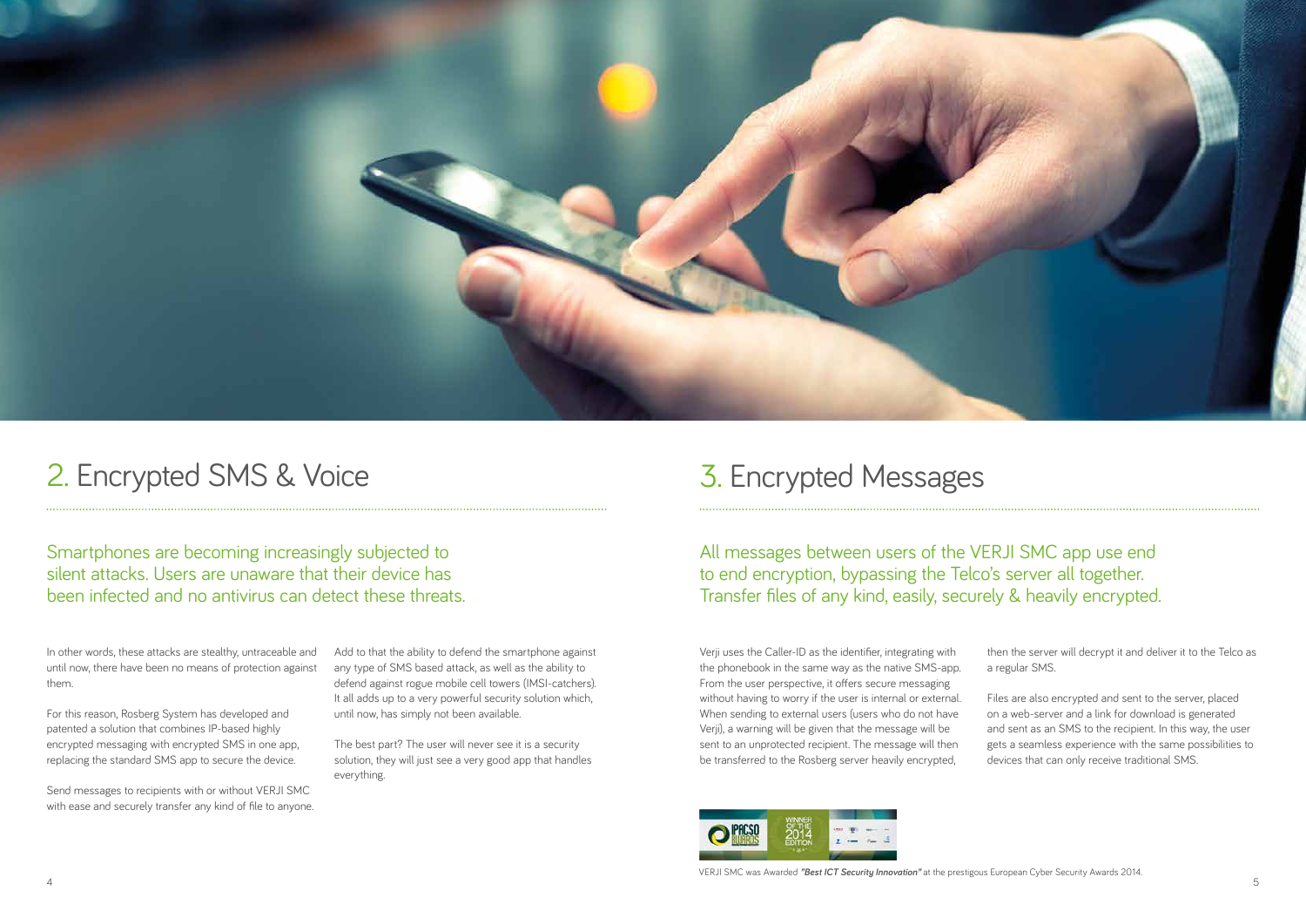## 2. Encrypted SMS & Voice

Smartphones are becoming increasingly subjected to silent attacks. Users are unaware that their device has been infected and no antivirus can detect these threats.

In other words, these attacks are stealthy, untraceable and until now, there have been no means of protection against them.

For this reason, Rosberg System has developed and patented a solution that combines IP-based highly encrypted messaging with encrypted SMS in one app, replacing the standard SMS app to secure the device.

Send messages to recipients with or without VERJI SMC with ease and securely transfer any kind of file to anyone.

Add to that the ability to defend the smartphone against any type of SMS based attack, as well as the ability to defend against rogue mobile cell towers (IMSI-catchers). It all adds up to a very powerful security solution which, until now, has simply not been available.

The best part? The user will never see it is a security solution, they will just see a very good app that handles everything.

## 3. Encrypted Messages

All messages between users of the VERJI SMC app use end to end encryption, bypassing the Telco's server all together. Transfer files of any kind, easily, securely & heavily encrypted.

Verji uses the Caller-ID as the identifier, integrating with the phonebook in the same way as the native SMS-app. From the user perspective, it offers secure messaging without having to worry if the user is internal or external. When sending to external users (users who do not have Verji), a warning will be given that the message will be sent to an unprotected recipient. The message will then be transferred to the Rosberg server heavily encrypted, then the server will decrypt it and deliver it to the Telco as a regular SMS.

Files are also encrypted and sent to the server, placed on a web-server and a link for download is generated and sent as an SMS to the recipient. In this way, the user gets a seamless experience with the same possibilities to devices that can only receive traditional SMS.

VERJI SMC was Awarded ***"Best ICT Security Innovation"*** at the prestigous European Cyber Security Awards 2014.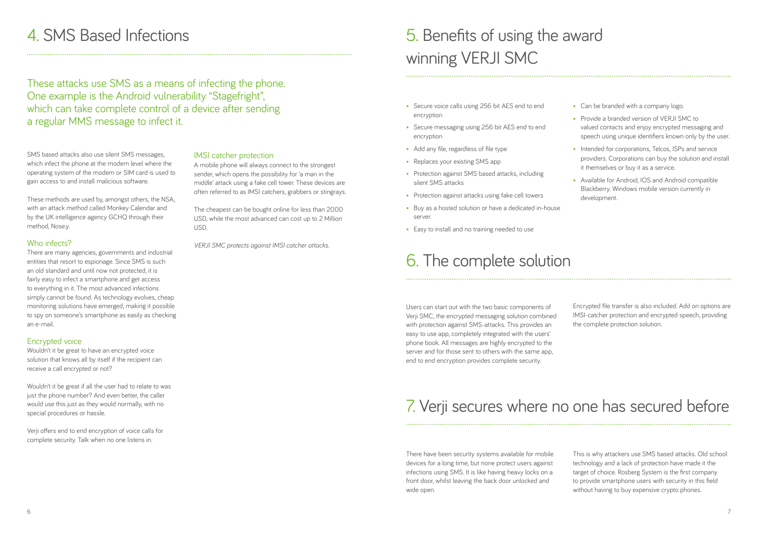# 4. SMS Based Infections

These attacks use SMS as a means of infecting the phone. One example is the Android vulnerability "Stagefright", which can take complete control of a device after sending a regular MMS message to infect it.

SMS based attacks also use silent SMS messages, which infect the phone at the modem level where the operating system of the modem or SIM card is used to gain access to and install malicious software.

These methods are used by, amongst others, the NSA, with an attack method called Monkey Calendar and by the UK intelligence agency GCHQ through their method, Nose.y.

### Who infects?

There are many agencies, governments and industrial entities that resort to espionage. Since SMS is such an old standard and until now not protected, it is fairly easy to infect a smartphone and get access to everything in it. The most advanced infections simply cannot be found. As technology evolves, cheap monitoring solutions have emerged, making it possible to spy on someone's smartphone as easily as checking an e-mail.

### Encrypted voice

Wouldn't it be great to have an encrypted voice solution that knows all by itself if the recipient can receive a call encrypted or not?

Wouldn't it be great if all the user had to relate to was just the phone number? And even better, the caller would use this just as they would normally, with no special procedures or hassle.

Verji offers end to end encryption of voice calls for complete security. Talk when no one listens in.

### IMSI catcher protection

A mobile phone will always connect to the strongest sender, which opens the possibility for 'a man in the middle' attack using a fake cell tower. These devices are often referred to as IMSI catchers, grabbers or stingrays.

The cheapest can be bought online for less than 2000 USD, while the most advanced can cost up to 2 Million USD.

*VERJI SMC protects against IMSI catcher attacks.*

# 5. Benefits of using the award winning VERJI SMC

- Secure voice calls using 256 bit AES end to end encryption
- Secure messaging using 256 bit AES end to end encryption
- Add any file, regardless of file type
- Replaces your existing SMS app
- Protection against SMS based attacks, including silent SMS attacks
- Protection against attacks using fake cell towers
- Buy as a hosted solution or have a dedicated in-house server.
- Easy to install and no training needed to use
- Can be branded with a company logo.
- Provide a branded version of VERJI SMC to valued contacts and enjoy encrypted messaging and speech using unique identifiers known only by the user.
- Intended for corporations, Telcos, ISPs and service providers. Corporations can buy the solution and install it themselves or buy it as a service.
- Available for Android, IOS and Android compatible Blackberry. Windows mobile version currently in development.

# 6. The complete solution

Users can start out with the two basic components of Verji SMC, the encrypted messaging solution combined with protection against SMS-attacks. This provides an easy to use app, completely integrated with the users' phone book. All messages are highly encrypted to the server and for those sent to others with the same app, end to end encryption provides complete security.

Encrypted file transfer is also included. Add on options are IMSI-catcher protection and encrypted speech, providing the complete protection solution.

# 7. Verji secures where no one has secured before

There have been security systems available for mobile devices for a long time, but none protect users against infections using SMS. It is like having heavy locks on a front door, whilst leaving the back door unlocked and wide open.

This is why attackers use SMS based attacks. Old school technology and a lack of protection have made it the target of choice. Rosberg System is the first company to provide smartphone users with security in this field without having to buy expensive crypto phones.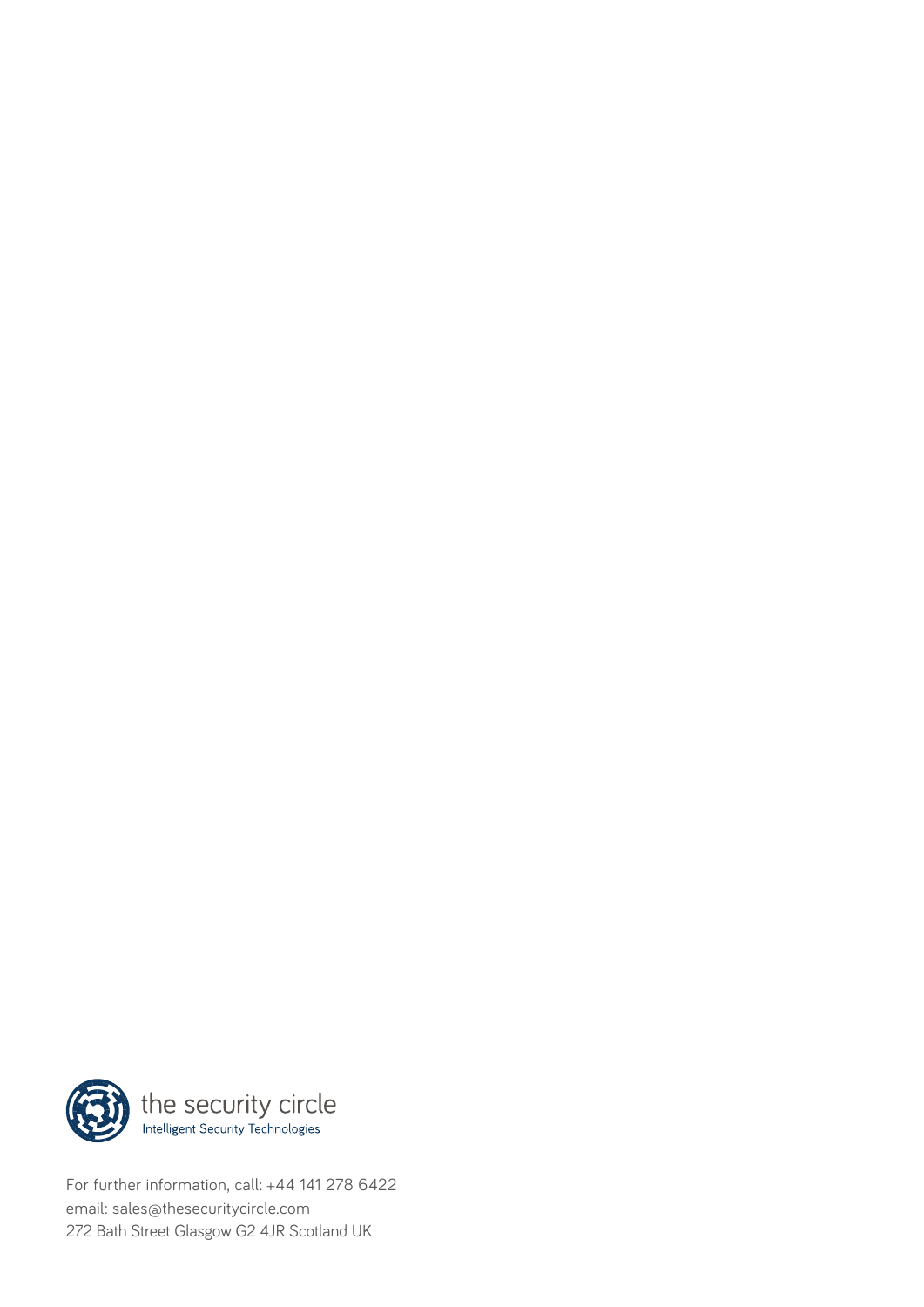the security circle
Intelligent Security Technologies

For further information, call: +44 141 278 6422
email: sales@thesecuritycircle.com
272 Bath Street Glasgow G2 4JR Scotland UK